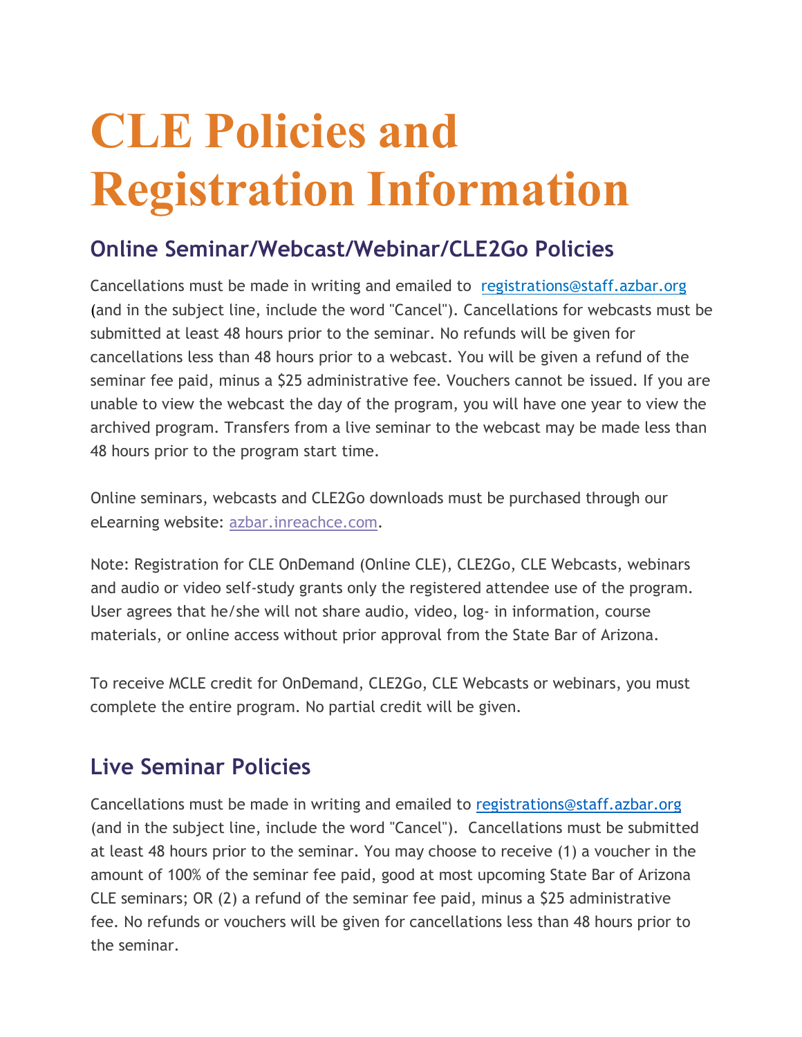# CLE Policies and Registration Information

## Online Seminar/Webcast/Webinar/CLE2Go Policies

Cancellations must be made in writing and emailed to registrations@staff.azbar.org (and in the subject line, include the word "Cancel"). Cancellations for webcasts must be submitted at least 48 hours prior to the seminar. No refunds will be given for cancellations less than 48 hours prior to a webcast. You will be given a refund of the seminar fee paid, minus a $25 administrative fee. Vouchers cannot be issued. If you are unable to view the webcast the day of the program, you will have one year to view the archived program. Transfers from a live seminar to the webcast may be made less than 48 hours prior to the program start time.

Online seminars, webcasts and CLE2Go downloads must be purchased through our eLearning website: azbar.inreachce.com.

Note: Registration for CLE OnDemand (Online CLE), CLE2Go, CLE Webcasts, webinars and audio or video self-study grants only the registered attendee use of the program. User agrees that he/she will not share audio, video, log- in information, course materials, or online access without prior approval from the State Bar of Arizona.

To receive MCLE credit for OnDemand, CLE2Go, CLE Webcasts or webinars, you must complete the entire program. No partial credit will be given.

## Live Seminar Policies

Cancellations must be made in writing and emailed to registrations@staff.azbar.org (and in the subject line, include the word "Cancel"). Cancellations must be submitted at least 48 hours prior to the seminar. You may choose to receive (1) a voucher in the amount of 100% of the seminar fee paid, good at most upcoming State Bar of Arizona CLE seminars; OR (2) a refund of the seminar fee paid, minus a $25 administrative fee. No refunds or vouchers will be given for cancellations less than 48 hours prior to the seminar.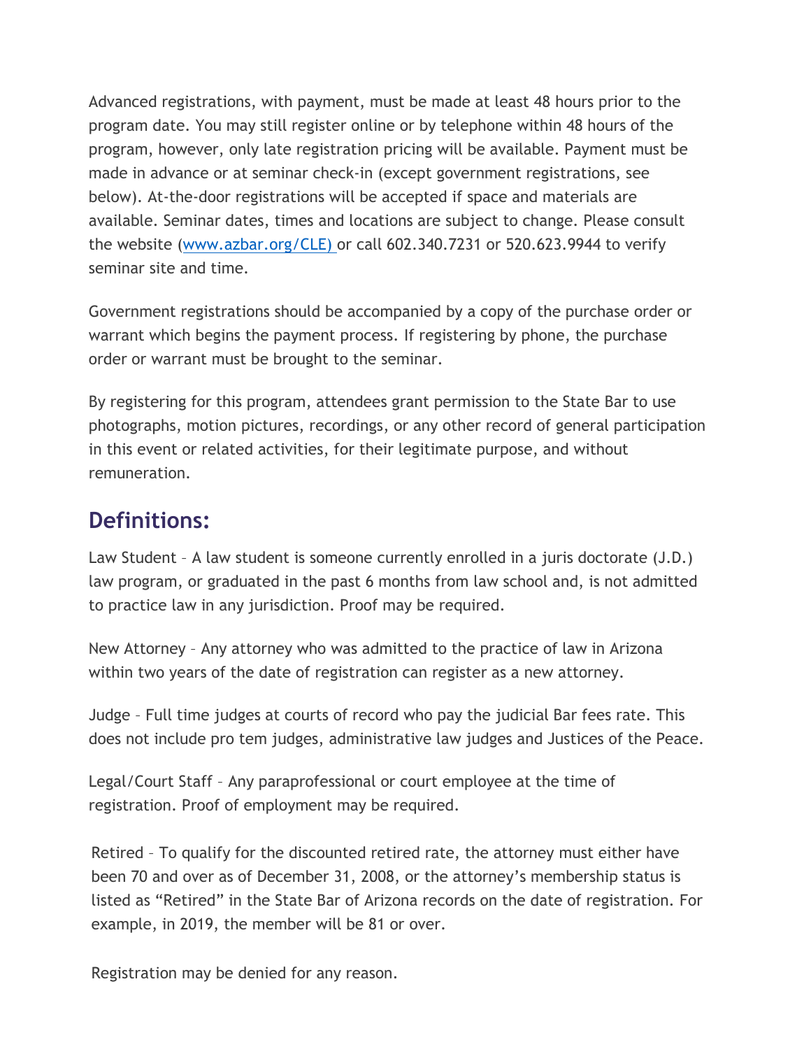Advanced registrations, with payment, must be made at least 48 hours prior to the program date. You may still register online or by telephone within 48 hours of the program, however, only late registration pricing will be available. Payment must be made in advance or at seminar check-in (except government registrations, see below). At-the-door registrations will be accepted if space and materials are available. Seminar dates, times and locations are subject to change. Please consult the website (www.azbar.org/CLE) or call 602.340.7231 or 520.623.9944 to verify seminar site and time.

Government registrations should be accompanied by a copy of the purchase order or warrant which begins the payment process. If registering by phone, the purchase order or warrant must be brought to the seminar.

By registering for this program, attendees grant permission to the State Bar to use photographs, motion pictures, recordings, or any other record of general participation in this event or related activities, for their legitimate purpose, and without remuneration.

## Definitions:

Law Student – A law student is someone currently enrolled in a juris doctorate (J.D.) law program, or graduated in the past 6 months from law school and, is not admitted to practice law in any jurisdiction. Proof may be required.

New Attorney – Any attorney who was admitted to the practice of law in Arizona within two years of the date of registration can register as a new attorney.

Judge – Full time judges at courts of record who pay the judicial Bar fees rate. This does not include pro tem judges, administrative law judges and Justices of the Peace.

Legal/Court Staff – Any paraprofessional or court employee at the time of registration. Proof of employment may be required.

Retired – To qualify for the discounted retired rate, the attorney must either have been 70 and over as of December 31, 2008, or the attorney's membership status is listed as "Retired" in the State Bar of Arizona records on the date of registration. For example, in 2019, the member will be 81 or over.

Registration may be denied for any reason.